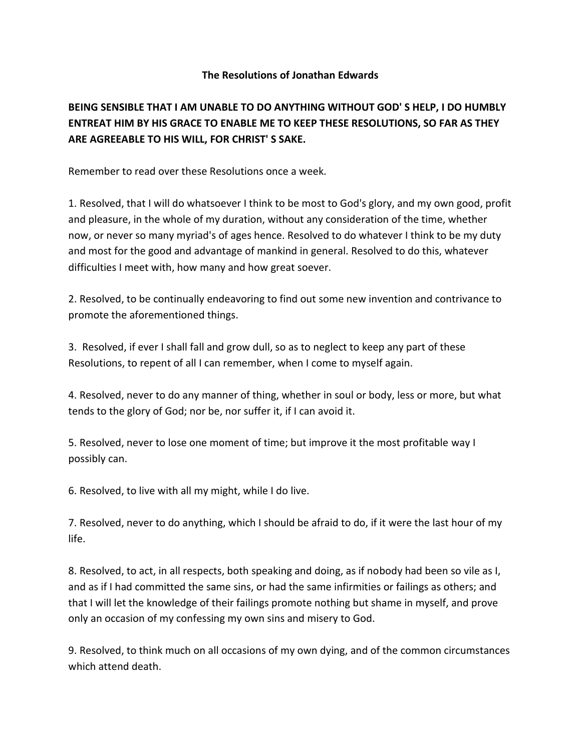# The Resolutions of Jonathan Edwards

**BEING SENSIBLE THAT I AM UNABLE TO DO ANYTHING WITHOUT GOD' S HELP, I DO HUMBLY ENTREAT HIM BY HIS GRACE TO ENABLE ME TO KEEP THESE RESOLUTIONS, SO FAR AS THEY ARE AGREEABLE TO HIS WILL, FOR CHRIST' S SAKE.**

Remember to read over these Resolutions once a week.

1. Resolved, that I will do whatsoever I think to be most to God's glory, and my own good, profit and pleasure, in the whole of my duration, without any consideration of the time, whether now, or never so many myriad's of ages hence. Resolved to do whatever I think to be my duty and most for the good and advantage of mankind in general. Resolved to do this, whatever difficulties I meet with, how many and how great soever.

2. Resolved, to be continually endeavoring to find out some new invention and contrivance to promote the aforementioned things.

3. Resolved, if ever I shall fall and grow dull, so as to neglect to keep any part of these Resolutions, to repent of all I can remember, when I come to myself again.

4. Resolved, never to do any manner of thing, whether in soul or body, less or more, but what tends to the glory of God; nor be, nor suffer it, if I can avoid it.

5. Resolved, never to lose one moment of time; but improve it the most profitable way I possibly can.

6. Resolved, to live with all my might, while I do live.

7. Resolved, never to do anything, which I should be afraid to do, if it were the last hour of my life.

8. Resolved, to act, in all respects, both speaking and doing, as if nobody had been so vile as I, and as if I had committed the same sins, or had the same infirmities or failings as others; and that I will let the knowledge of their failings promote nothing but shame in myself, and prove only an occasion of my confessing my own sins and misery to God.

9. Resolved, to think much on all occasions of my own dying, and of the common circumstances which attend death.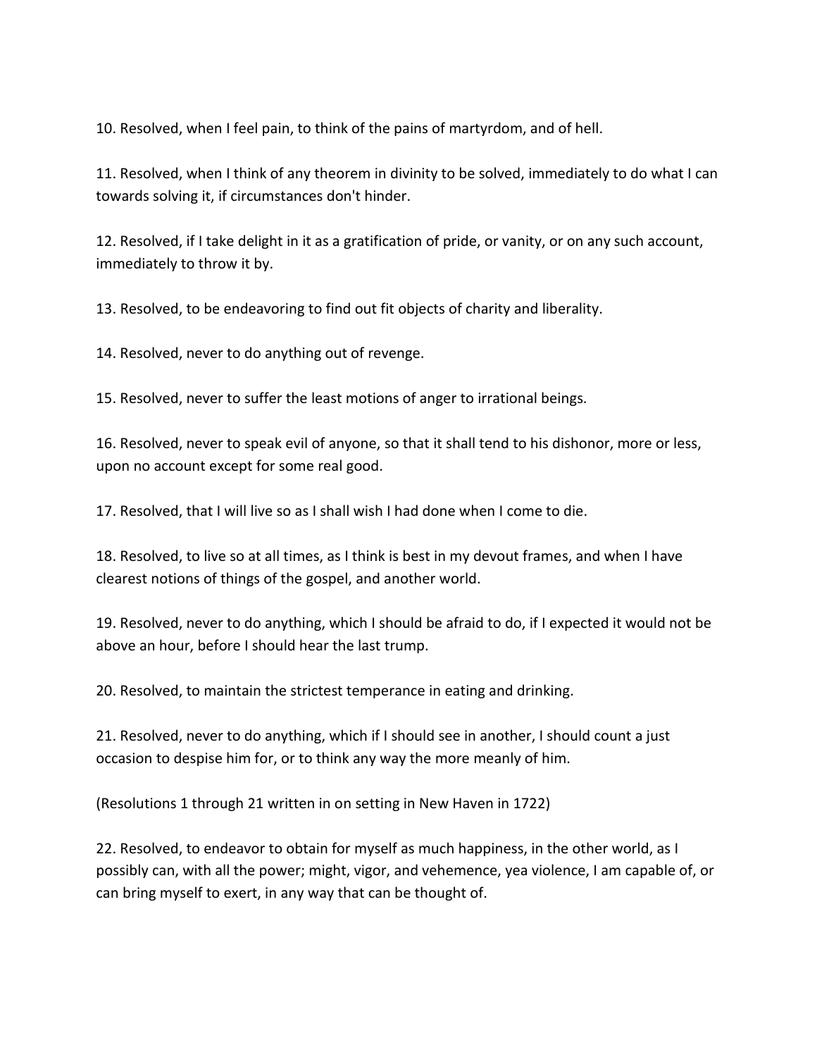10. Resolved, when I feel pain, to think of the pains of martyrdom, and of hell.

11. Resolved, when I think of any theorem in divinity to be solved, immediately to do what I can towards solving it, if circumstances don't hinder.

12. Resolved, if I take delight in it as a gratification of pride, or vanity, or on any such account, immediately to throw it by.

13. Resolved, to be endeavoring to find out fit objects of charity and liberality.

14. Resolved, never to do anything out of revenge.

15. Resolved, never to suffer the least motions of anger to irrational beings.

16. Resolved, never to speak evil of anyone, so that it shall tend to his dishonor, more or less, upon no account except for some real good.

17. Resolved, that I will live so as I shall wish I had done when I come to die.

18. Resolved, to live so at all times, as I think is best in my devout frames, and when I have clearest notions of things of the gospel, and another world.

19. Resolved, never to do anything, which I should be afraid to do, if I expected it would not be above an hour, before I should hear the last trump.

20. Resolved, to maintain the strictest temperance in eating and drinking.

21. Resolved, never to do anything, which if I should see in another, I should count a just occasion to despise him for, or to think any way the more meanly of him.

(Resolutions 1 through 21 written in on setting in New Haven in 1722)

22. Resolved, to endeavor to obtain for myself as much happiness, in the other world, as I possibly can, with all the power; might, vigor, and vehemence, yea violence, I am capable of, or can bring myself to exert, in any way that can be thought of.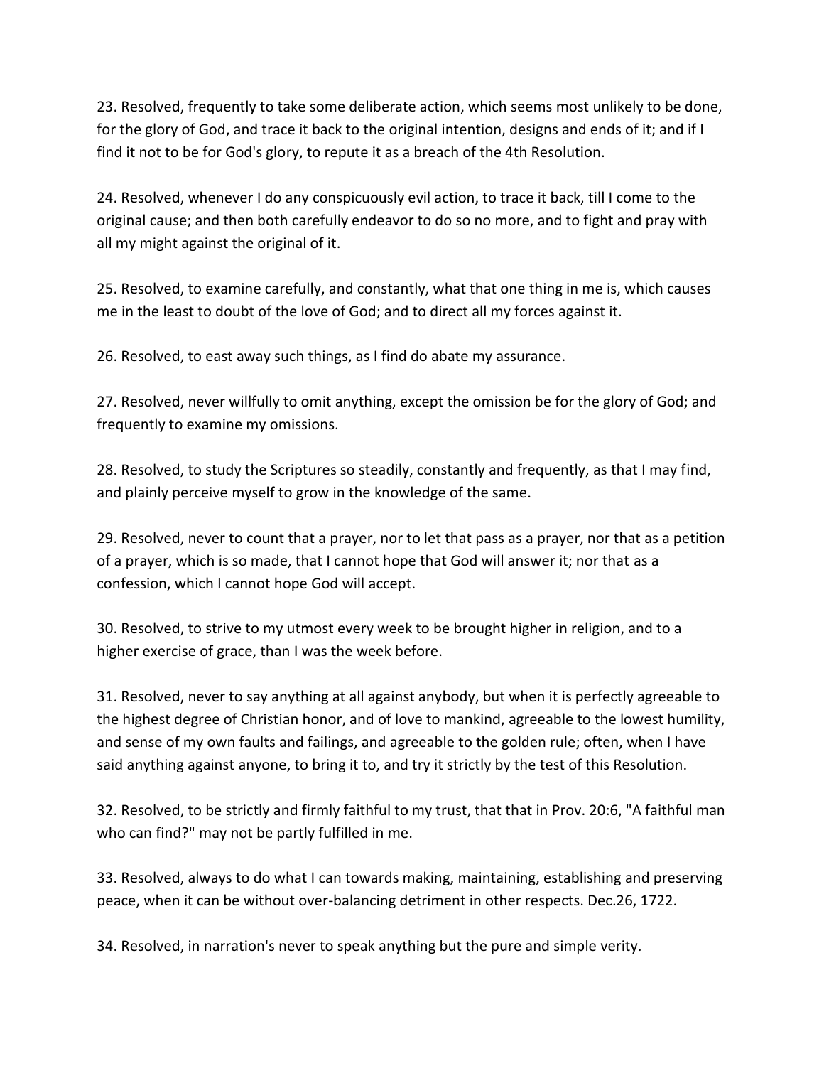23. Resolved, frequently to take some deliberate action, which seems most unlikely to be done, for the glory of God, and trace it back to the original intention, designs and ends of it; and if I find it not to be for God's glory, to repute it as a breach of the 4th Resolution.

24. Resolved, whenever I do any conspicuously evil action, to trace it back, till I come to the original cause; and then both carefully endeavor to do so no more, and to fight and pray with all my might against the original of it.

25. Resolved, to examine carefully, and constantly, what that one thing in me is, which causes me in the least to doubt of the love of God; and to direct all my forces against it.

26. Resolved, to east away such things, as I find do abate my assurance.

27. Resolved, never willfully to omit anything, except the omission be for the glory of God; and frequently to examine my omissions.

28. Resolved, to study the Scriptures so steadily, constantly and frequently, as that I may find, and plainly perceive myself to grow in the knowledge of the same.

29. Resolved, never to count that a prayer, nor to let that pass as a prayer, nor that as a petition of a prayer, which is so made, that I cannot hope that God will answer it; nor that as a confession, which I cannot hope God will accept.

30. Resolved, to strive to my utmost every week to be brought higher in religion, and to a higher exercise of grace, than I was the week before.

31. Resolved, never to say anything at all against anybody, but when it is perfectly agreeable to the highest degree of Christian honor, and of love to mankind, agreeable to the lowest humility, and sense of my own faults and failings, and agreeable to the golden rule; often, when I have said anything against anyone, to bring it to, and try it strictly by the test of this Resolution.

32. Resolved, to be strictly and firmly faithful to my trust, that that in Prov. 20:6, "A faithful man who can find?" may not be partly fulfilled in me.

33. Resolved, always to do what I can towards making, maintaining, establishing and preserving peace, when it can be without over-balancing detriment in other respects. Dec.26, 1722.

34. Resolved, in narration's never to speak anything but the pure and simple verity.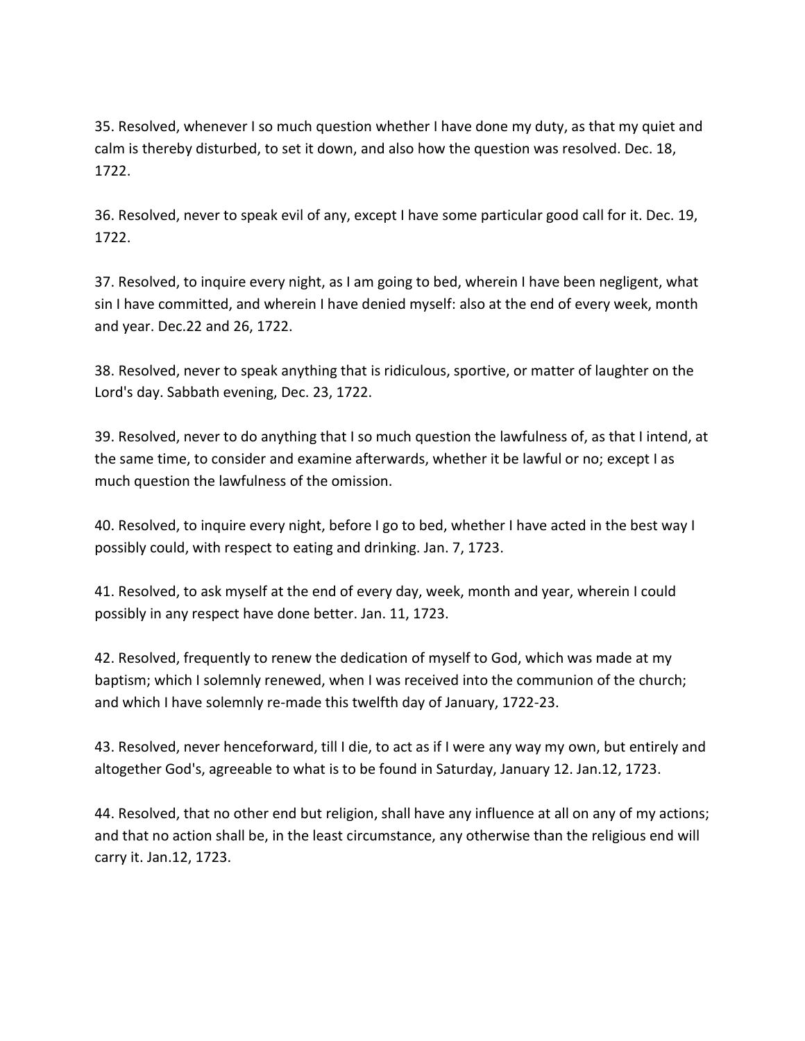35. Resolved, whenever I so much question whether I have done my duty, as that my quiet and calm is thereby disturbed, to set it down, and also how the question was resolved. Dec. 18, 1722.

36. Resolved, never to speak evil of any, except I have some particular good call for it. Dec. 19, 1722.

37. Resolved, to inquire every night, as I am going to bed, wherein I have been negligent, what sin I have committed, and wherein I have denied myself: also at the end of every week, month and year. Dec.22 and 26, 1722.

38. Resolved, never to speak anything that is ridiculous, sportive, or matter of laughter on the Lord's day. Sabbath evening, Dec. 23, 1722.

39. Resolved, never to do anything that I so much question the lawfulness of, as that I intend, at the same time, to consider and examine afterwards, whether it be lawful or no; except I as much question the lawfulness of the omission.

40. Resolved, to inquire every night, before I go to bed, whether I have acted in the best way I possibly could, with respect to eating and drinking. Jan. 7, 1723.

41. Resolved, to ask myself at the end of every day, week, month and year, wherein I could possibly in any respect have done better. Jan. 11, 1723.

42. Resolved, frequently to renew the dedication of myself to God, which was made at my baptism; which I solemnly renewed, when I was received into the communion of the church; and which I have solemnly re-made this twelfth day of January, 1722-23.

43. Resolved, never henceforward, till I die, to act as if I were any way my own, but entirely and altogether God's, agreeable to what is to be found in Saturday, January 12. Jan.12, 1723.

44. Resolved, that no other end but religion, shall have any influence at all on any of my actions; and that no action shall be, in the least circumstance, any otherwise than the religious end will carry it. Jan.12, 1723.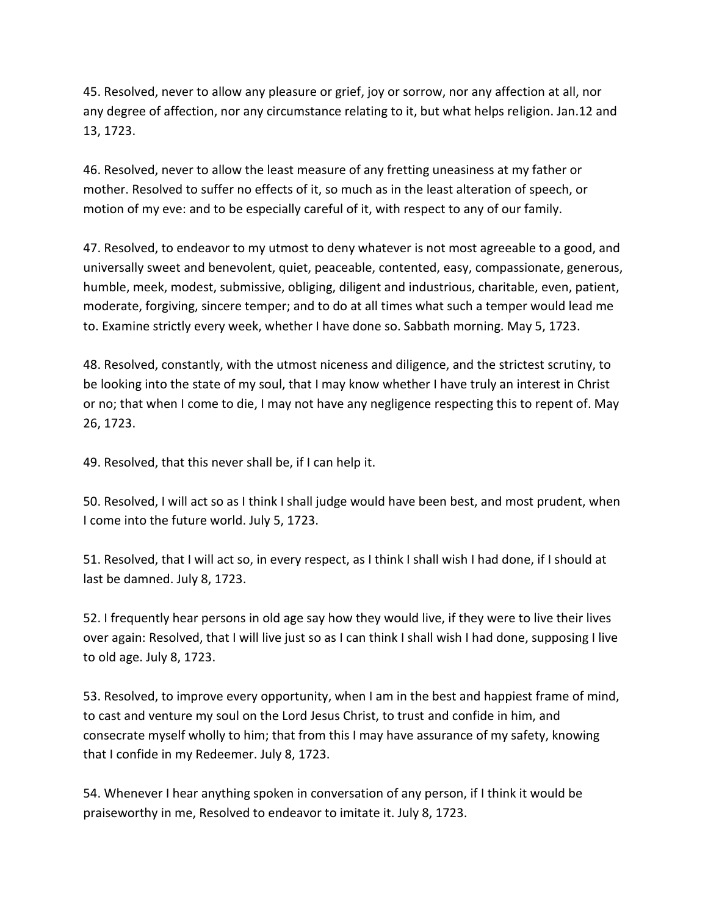45. Resolved, never to allow any pleasure or grief, joy or sorrow, nor any affection at all, nor any degree of affection, nor any circumstance relating to it, but what helps religion. Jan.12 and 13, 1723.

46. Resolved, never to allow the least measure of any fretting uneasiness at my father or mother. Resolved to suffer no effects of it, so much as in the least alteration of speech, or motion of my eve: and to be especially careful of it, with respect to any of our family.

47. Resolved, to endeavor to my utmost to deny whatever is not most agreeable to a good, and universally sweet and benevolent, quiet, peaceable, contented, easy, compassionate, generous, humble, meek, modest, submissive, obliging, diligent and industrious, charitable, even, patient, moderate, forgiving, sincere temper; and to do at all times what such a temper would lead me to. Examine strictly every week, whether I have done so. Sabbath morning. May 5, 1723.

48. Resolved, constantly, with the utmost niceness and diligence, and the strictest scrutiny, to be looking into the state of my soul, that I may know whether I have truly an interest in Christ or no; that when I come to die, I may not have any negligence respecting this to repent of. May 26, 1723.

49. Resolved, that this never shall be, if I can help it.

50. Resolved, I will act so as I think I shall judge would have been best, and most prudent, when I come into the future world. July 5, 1723.

51. Resolved, that I will act so, in every respect, as I think I shall wish I had done, if I should at last be damned. July 8, 1723.

52. I frequently hear persons in old age say how they would live, if they were to live their lives over again: Resolved, that I will live just so as I can think I shall wish I had done, supposing I live to old age. July 8, 1723.

53. Resolved, to improve every opportunity, when I am in the best and happiest frame of mind, to cast and venture my soul on the Lord Jesus Christ, to trust and confide in him, and consecrate myself wholly to him; that from this I may have assurance of my safety, knowing that I confide in my Redeemer. July 8, 1723.

54. Whenever I hear anything spoken in conversation of any person, if I think it would be praiseworthy in me, Resolved to endeavor to imitate it. July 8, 1723.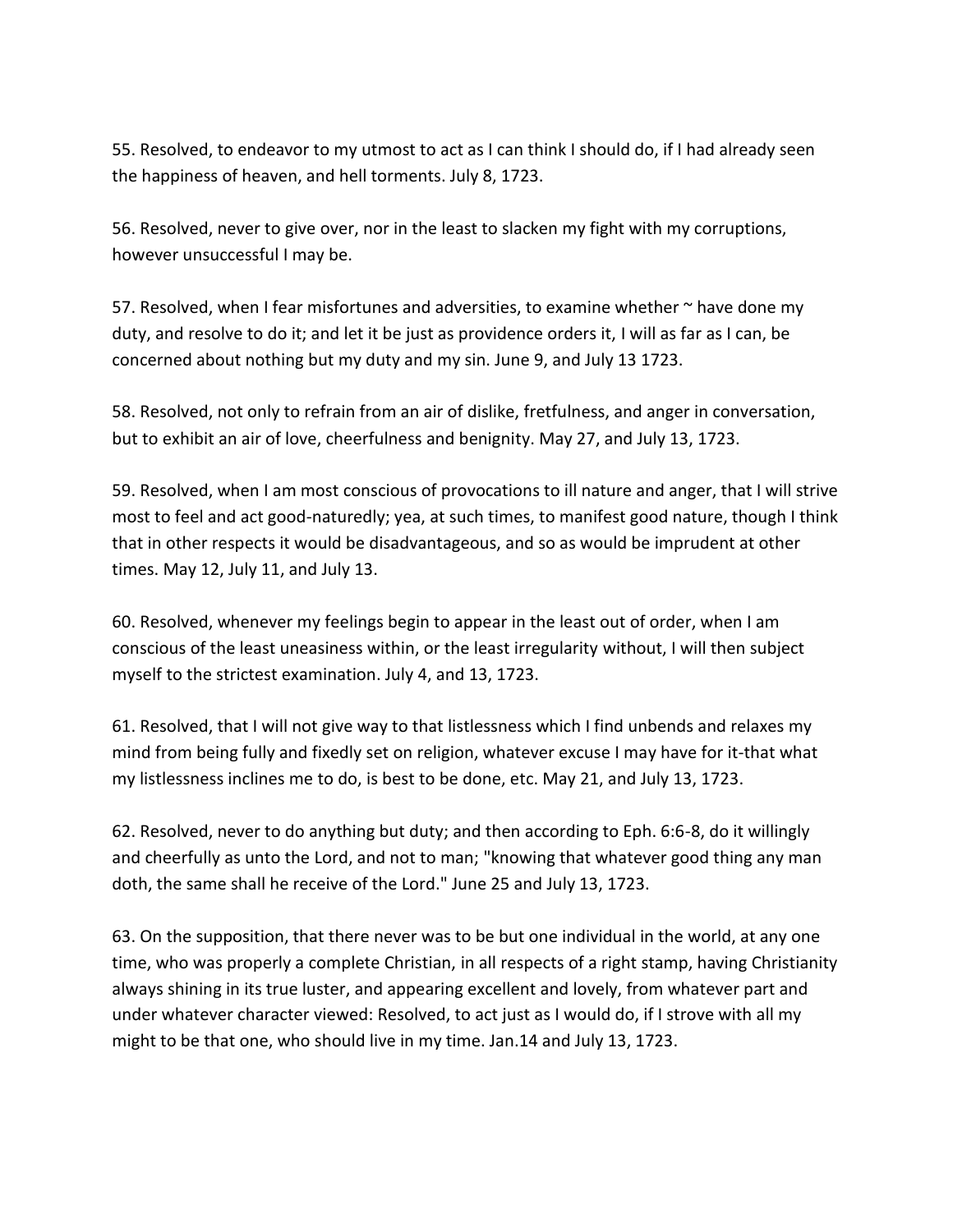55. Resolved, to endeavor to my utmost to act as I can think I should do, if I had already seen the happiness of heaven, and hell torments. July 8, 1723.

56. Resolved, never to give over, nor in the least to slacken my fight with my corruptions, however unsuccessful I may be.

57. Resolved, when I fear misfortunes and adversities, to examine whether ~ have done my duty, and resolve to do it; and let it be just as providence orders it, I will as far as I can, be concerned about nothing but my duty and my sin. June 9, and July 13 1723.

58. Resolved, not only to refrain from an air of dislike, fretfulness, and anger in conversation, but to exhibit an air of love, cheerfulness and benignity. May 27, and July 13, 1723.

59. Resolved, when I am most conscious of provocations to ill nature and anger, that I will strive most to feel and act good-naturedly; yea, at such times, to manifest good nature, though I think that in other respects it would be disadvantageous, and so as would be imprudent at other times. May 12, July 11, and July 13.

60. Resolved, whenever my feelings begin to appear in the least out of order, when I am conscious of the least uneasiness within, or the least irregularity without, I will then subject myself to the strictest examination. July 4, and 13, 1723.

61. Resolved, that I will not give way to that listlessness which I find unbends and relaxes my mind from being fully and fixedly set on religion, whatever excuse I may have for it-that what my listlessness inclines me to do, is best to be done, etc. May 21, and July 13, 1723.

62. Resolved, never to do anything but duty; and then according to Eph. 6:6-8, do it willingly and cheerfully as unto the Lord, and not to man; "knowing that whatever good thing any man doth, the same shall he receive of the Lord." June 25 and July 13, 1723.

63. On the supposition, that there never was to be but one individual in the world, at any one time, who was properly a complete Christian, in all respects of a right stamp, having Christianity always shining in its true luster, and appearing excellent and lovely, from whatever part and under whatever character viewed: Resolved, to act just as I would do, if I strove with all my might to be that one, who should live in my time. Jan.14 and July 13, 1723.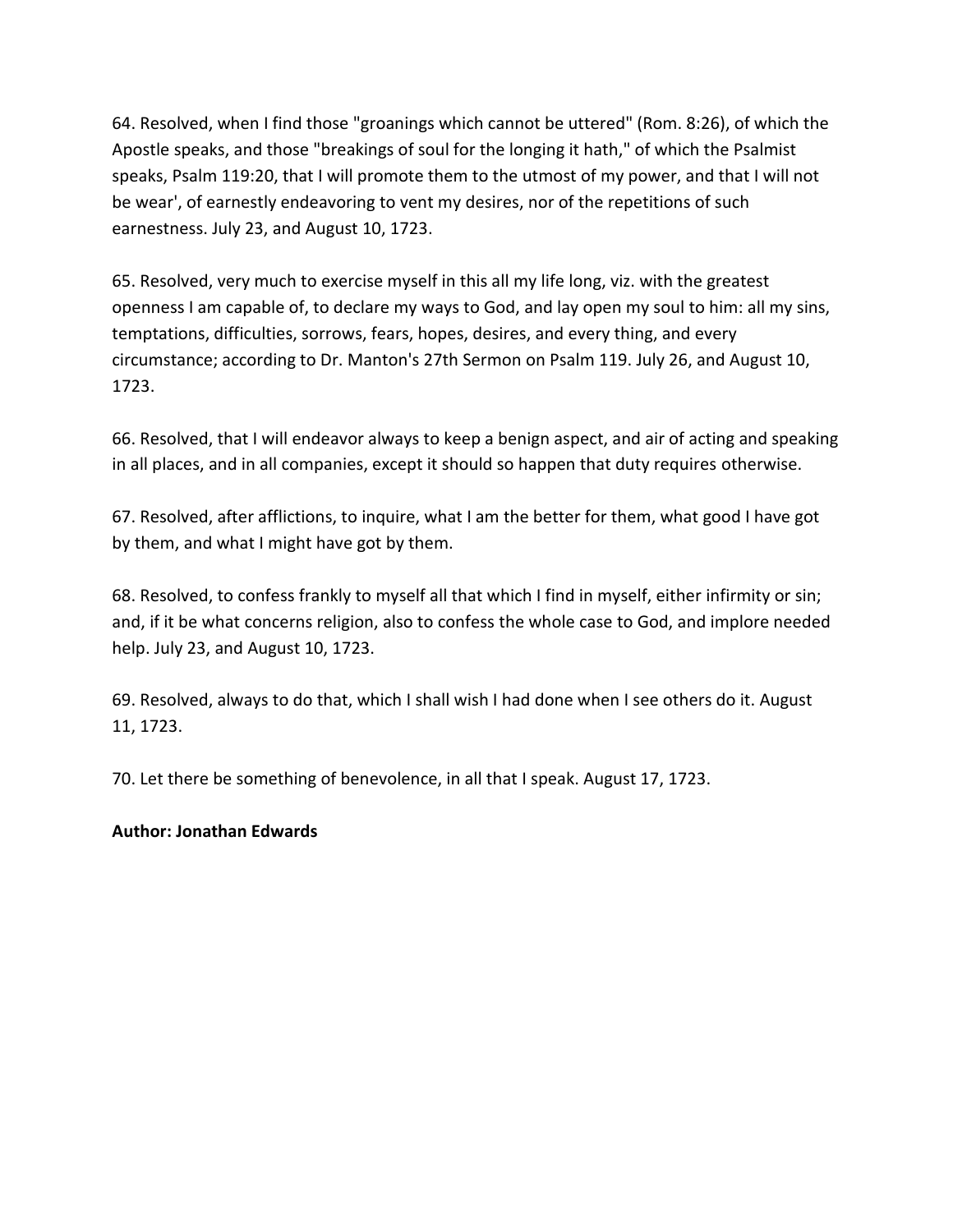64. Resolved, when I find those "groanings which cannot be uttered" (Rom. 8:26), of which the Apostle speaks, and those "breakings of soul for the longing it hath," of which the Psalmist speaks, Psalm 119:20, that I will promote them to the utmost of my power, and that I will not be wear', of earnestly endeavoring to vent my desires, nor of the repetitions of such earnestness. July 23, and August 10, 1723.

65. Resolved, very much to exercise myself in this all my life long, viz. with the greatest openness I am capable of, to declare my ways to God, and lay open my soul to him: all my sins, temptations, difficulties, sorrows, fears, hopes, desires, and every thing, and every circumstance; according to Dr. Manton's 27th Sermon on Psalm 119. July 26, and August 10, 1723.

66. Resolved, that I will endeavor always to keep a benign aspect, and air of acting and speaking in all places, and in all companies, except it should so happen that duty requires otherwise.

67. Resolved, after afflictions, to inquire, what I am the better for them, what good I have got by them, and what I might have got by them.

68. Resolved, to confess frankly to myself all that which I find in myself, either infirmity or sin; and, if it be what concerns religion, also to confess the whole case to God, and implore needed help. July 23, and August 10, 1723.

69. Resolved, always to do that, which I shall wish I had done when I see others do it. August 11, 1723.

70. Let there be something of benevolence, in all that I speak. August 17, 1723.

**Author: Jonathan Edwards**